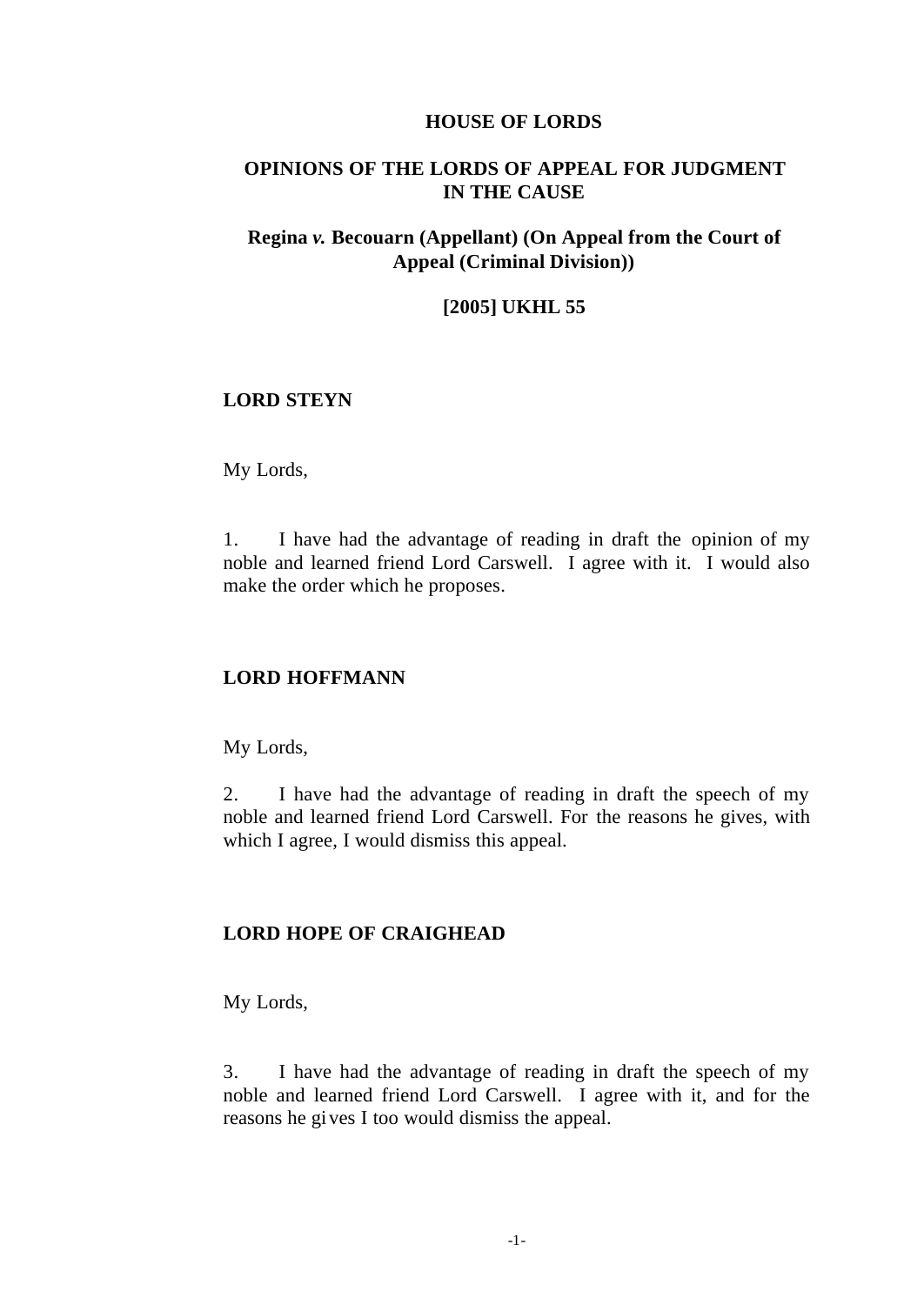**HOUSE OF LORDS**

**OPINIONS OF THE LORDS OF APPEAL FOR JUDGMENT IN THE CAUSE**

**Regina *v.* Becouarn (Appellant) (On Appeal from the Court of Appeal (Criminal Division))**

**[2005] UKHL 55**

**LORD STEYN**

My Lords,

1. I have had the advantage of reading in draft the opinion of my noble and learned friend Lord Carswell. I agree with it. I would also make the order which he proposes.

**LORD HOFFMANN**

My Lords,

2. I have had the advantage of reading in draft the speech of my noble and learned friend Lord Carswell. For the reasons he gives, with which I agree, I would dismiss this appeal.

**LORD HOPE OF CRAIGHEAD**

My Lords,

3. I have had the advantage of reading in draft the speech of my noble and learned friend Lord Carswell. I agree with it, and for the reasons he gives I too would dismiss the appeal.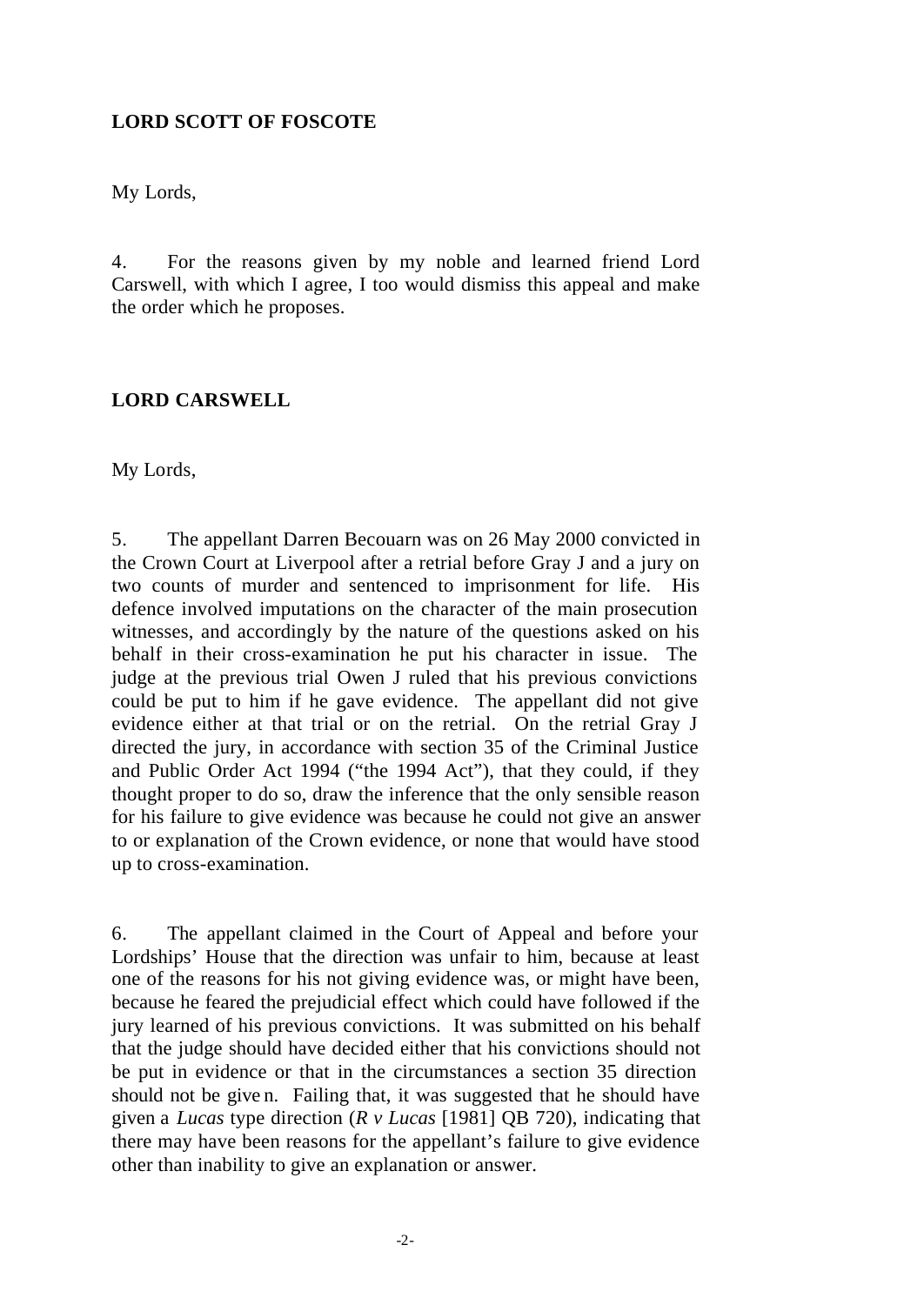**LORD SCOTT OF FOSCOTE**

My Lords,

4. For the reasons given by my noble and learned friend Lord Carswell, with which I agree, I too would dismiss this appeal and make the order which he proposes.

**LORD CARSWELL**

My Lords,

5. The appellant Darren Becouarn was on 26 May 2000 convicted in the Crown Court at Liverpool after a retrial before Gray J and a jury on two counts of murder and sentenced to imprisonment for life. His defence involved imputations on the character of the main prosecution witnesses, and accordingly by the nature of the questions asked on his behalf in their cross-examination he put his character in issue. The judge at the previous trial Owen J ruled that his previous convictions could be put to him if he gave evidence. The appellant did not give evidence either at that trial or on the retrial. On the retrial Gray J directed the jury, in accordance with section 35 of the Criminal Justice and Public Order Act 1994 ("the 1994 Act"), that they could, if they thought proper to do so, draw the inference that the only sensible reason for his failure to give evidence was because he could not give an answer to or explanation of the Crown evidence, or none that would have stood up to cross-examination.

6. The appellant claimed in the Court of Appeal and before your Lordships' House that the direction was unfair to him, because at least one of the reasons for his not giving evidence was, or might have been, because he feared the prejudicial effect which could have followed if the jury learned of his previous convictions. It was submitted on his behalf that the judge should have decided either that his convictions should not be put in evidence or that in the circumstances a section 35 direction should not be given. Failing that, it was suggested that he should have given a *Lucas* type direction (*R v Lucas* [1981] QB 720), indicating that there may have been reasons for the appellant's failure to give evidence other than inability to give an explanation or answer.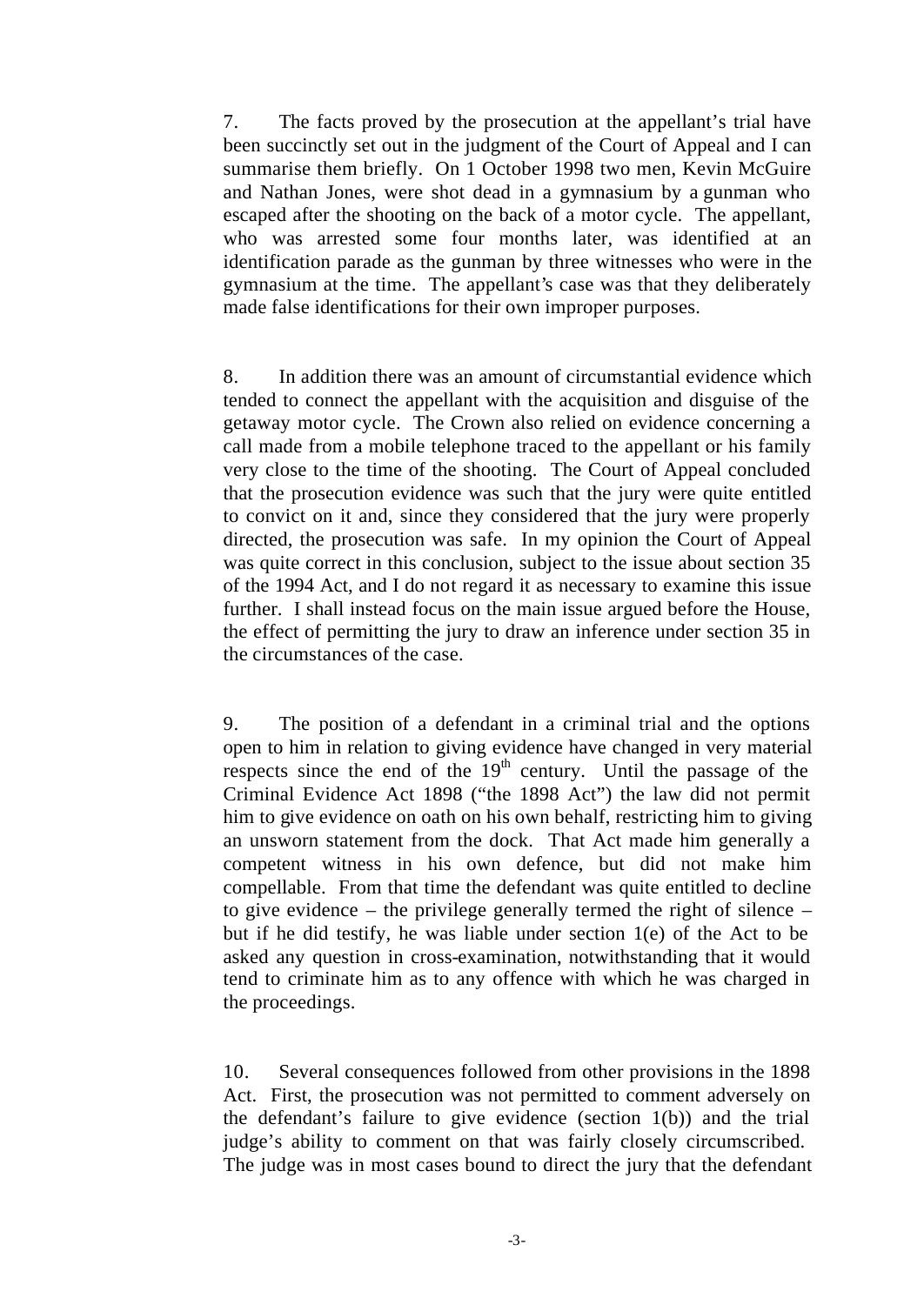7. The facts proved by the prosecution at the appellant's trial have been succinctly set out in the judgment of the Court of Appeal and I can summarise them briefly. On 1 October 1998 two men, Kevin McGuire and Nathan Jones, were shot dead in a gymnasium by a gunman who escaped after the shooting on the back of a motor cycle. The appellant, who was arrested some four months later, was identified at an identification parade as the gunman by three witnesses who were in the gymnasium at the time. The appellant's case was that they deliberately made false identifications for their own improper purposes.

8. In addition there was an amount of circumstantial evidence which tended to connect the appellant with the acquisition and disguise of the getaway motor cycle. The Crown also relied on evidence concerning a call made from a mobile telephone traced to the appellant or his family very close to the time of the shooting. The Court of Appeal concluded that the prosecution evidence was such that the jury were quite entitled to convict on it and, since they considered that the jury were properly directed, the prosecution was safe. In my opinion the Court of Appeal was quite correct in this conclusion, subject to the issue about section 35 of the 1994 Act, and I do not regard it as necessary to examine this issue further. I shall instead focus on the main issue argued before the House, the effect of permitting the jury to draw an inference under section 35 in the circumstances of the case.

9. The position of a defendant in a criminal trial and the options open to him in relation to giving evidence have changed in very material respects since the end of the 19th century. Until the passage of the Criminal Evidence Act 1898 ("the 1898 Act") the law did not permit him to give evidence on oath on his own behalf, restricting him to giving an unsworn statement from the dock. That Act made him generally a competent witness in his own defence, but did not make him compellable. From that time the defendant was quite entitled to decline to give evidence – the privilege generally termed the right of silence – but if he did testify, he was liable under section 1(e) of the Act to be asked any question in cross-examination, notwithstanding that it would tend to criminate him as to any offence with which he was charged in the proceedings.

10. Several consequences followed from other provisions in the 1898 Act. First, the prosecution was not permitted to comment adversely on the defendant's failure to give evidence (section 1(b)) and the trial judge's ability to comment on that was fairly closely circumscribed. The judge was in most cases bound to direct the jury that the defendant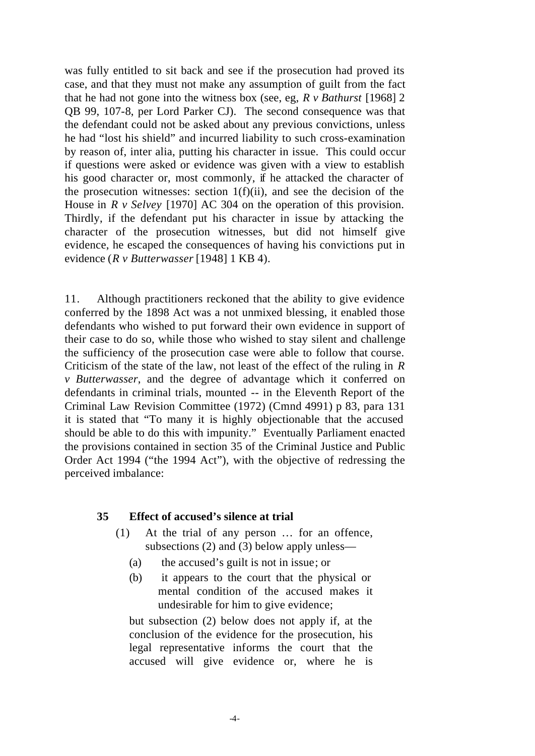was fully entitled to sit back and see if the prosecution had proved its case, and that they must not make any assumption of guilt from the fact that he had not gone into the witness box (see, eg, *R v Bathurst* [1968] 2 QB 99, 107-8, per Lord Parker CJ). The second consequence was that the defendant could not be asked about any previous convictions, unless he had "lost his shield" and incurred liability to such cross-examination by reason of, inter alia, putting his character in issue. This could occur if questions were asked or evidence was given with a view to establish his good character or, most commonly, if he attacked the character of the prosecution witnesses: section 1(f)(ii), and see the decision of the House in *R v Selvey* [1970] AC 304 on the operation of this provision. Thirdly, if the defendant put his character in issue by attacking the character of the prosecution witnesses, but did not himself give evidence, he escaped the consequences of having his convictions put in evidence (*R v Butterwasser* [1948] 1 KB 4).

11. Although practitioners reckoned that the ability to give evidence conferred by the 1898 Act was a not unmixed blessing, it enabled those defendants who wished to put forward their own evidence in support of their case to do so, while those who wished to stay silent and challenge the sufficiency of the prosecution case were able to follow that course. Criticism of the state of the law, not least of the effect of the ruling in *R v Butterwasser*, and the degree of advantage which it conferred on defendants in criminal trials, mounted -- in the Eleventh Report of the Criminal Law Revision Committee (1972) (Cmnd 4991) p 83, para 131 it is stated that "To many it is highly objectionable that the accused should be able to do this with impunity." Eventually Parliament enacted the provisions contained in section 35 of the Criminal Justice and Public Order Act 1994 ("the 1994 Act"), with the objective of redressing the perceived imbalance:

> **35 Effect of accused's silence at trial**
>
> (1) At the trial of any person … for an offence, subsections (2) and (3) below apply unless—
>
> (a) the accused's guilt is not in issue; or
>
> (b) it appears to the court that the physical or mental condition of the accused makes it undesirable for him to give evidence;
>
> but subsection (2) below does not apply if, at the conclusion of the evidence for the prosecution, his legal representative informs the court that the accused will give evidence or, where he is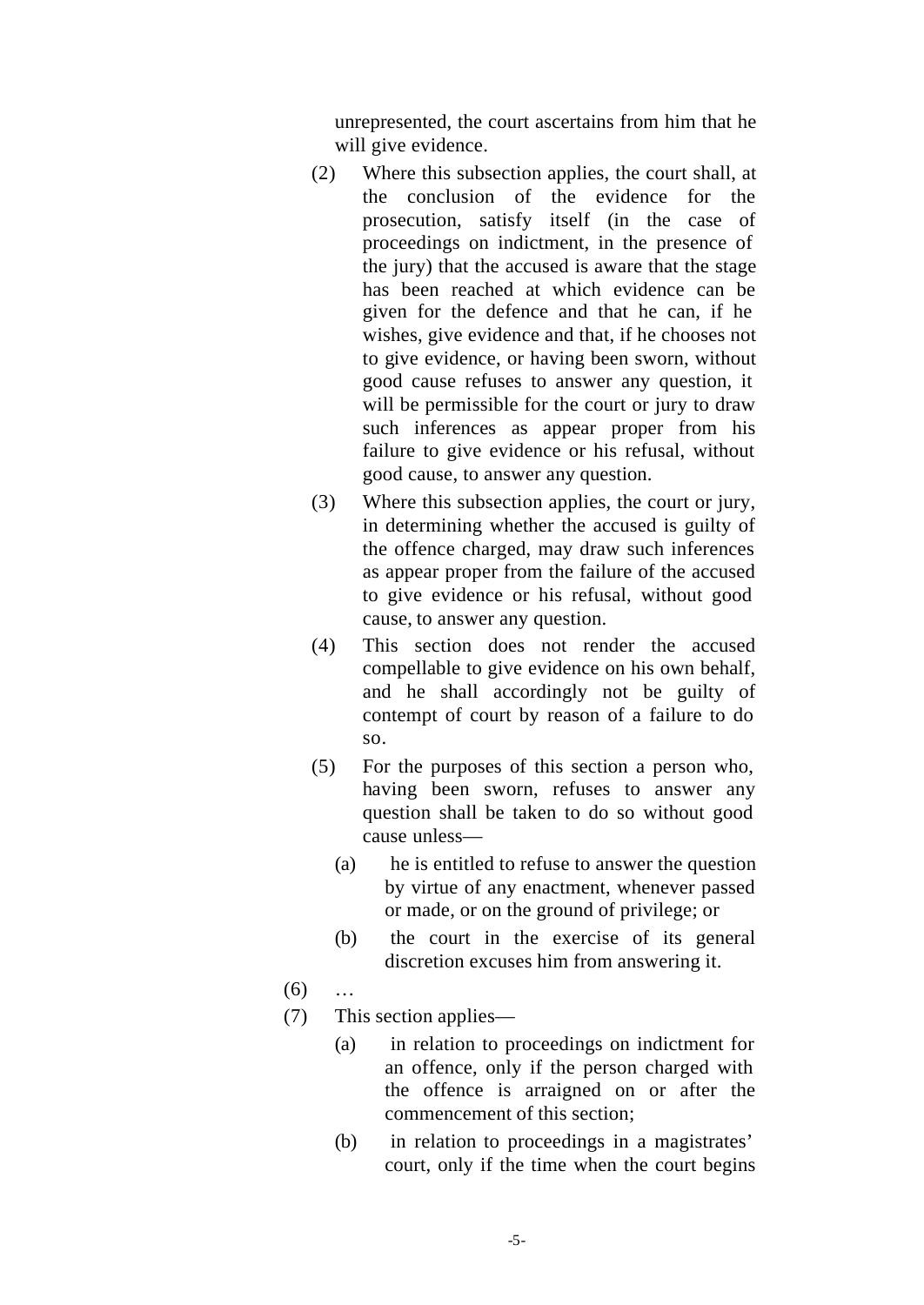unrepresented, the court ascertains from him that he will give evidence.

(2) Where this subsection applies, the court shall, at the conclusion of the evidence for the prosecution, satisfy itself (in the case of proceedings on indictment, in the presence of the jury) that the accused is aware that the stage has been reached at which evidence can be given for the defence and that he can, if he wishes, give evidence and that, if he chooses not to give evidence, or having been sworn, without good cause refuses to answer any question, it will be permissible for the court or jury to draw such inferences as appear proper from his failure to give evidence or his refusal, without good cause, to answer any question.

(3) Where this subsection applies, the court or jury, in determining whether the accused is guilty of the offence charged, may draw such inferences as appear proper from the failure of the accused to give evidence or his refusal, without good cause, to answer any question.

(4) This section does not render the accused compellable to give evidence on his own behalf, and he shall accordingly not be guilty of contempt of court by reason of a failure to do so.

(5) For the purposes of this section a person who, having been sworn, refuses to answer any question shall be taken to do so without good cause unless—

(a) he is entitled to refuse to answer the question by virtue of any enactment, whenever passed or made, or on the ground of privilege; or

(b) the court in the exercise of its general discretion excuses him from answering it.

(6) …

(7) This section applies—

(a) in relation to proceedings on indictment for an offence, only if the person charged with the offence is arraigned on or after the commencement of this section;

(b) in relation to proceedings in a magistrates' court, only if the time when the court begins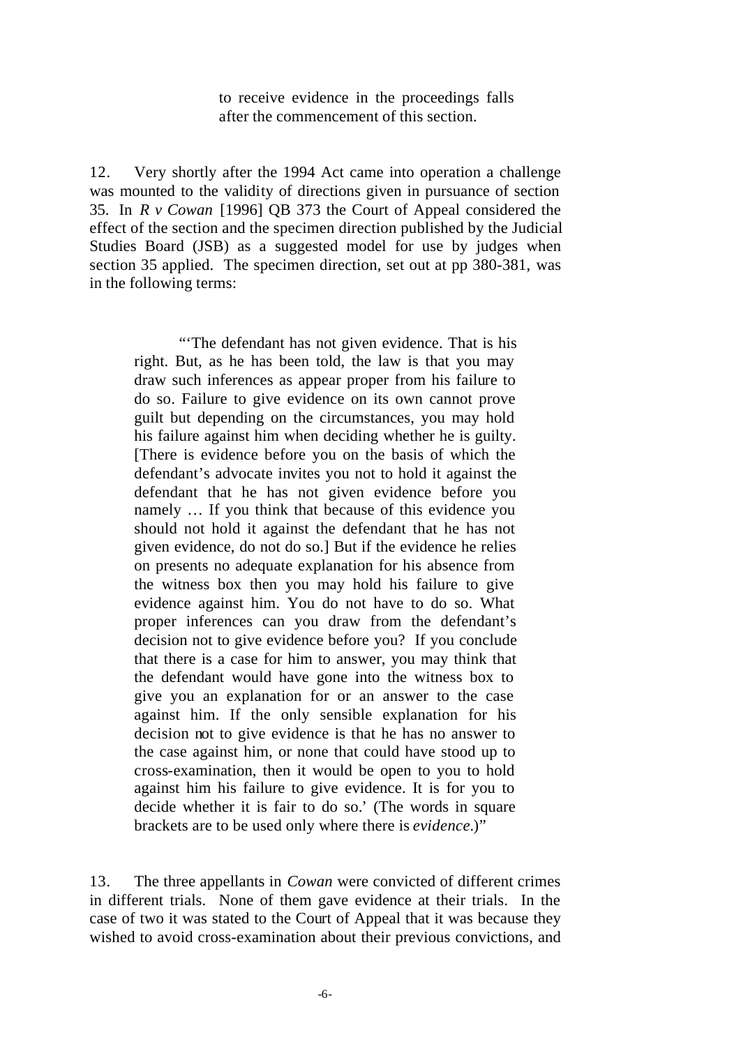to receive evidence in the proceedings falls after the commencement of this section.

12. Very shortly after the 1994 Act came into operation a challenge was mounted to the validity of directions given in pursuance of section 35. In *R v Cowan* [1996] QB 373 the Court of Appeal considered the effect of the section and the specimen direction published by the Judicial Studies Board (JSB) as a suggested model for use by judges when section 35 applied. The specimen direction, set out at pp 380-381, was in the following terms:

> "'The defendant has not given evidence. That is his right. But, as he has been told, the law is that you may draw such inferences as appear proper from his failure to do so. Failure to give evidence on its own cannot prove guilt but depending on the circumstances, you may hold his failure against him when deciding whether he is guilty. [There is evidence before you on the basis of which the defendant's advocate invites you not to hold it against the defendant that he has not given evidence before you namely … If you think that because of this evidence you should not hold it against the defendant that he has not given evidence, do not do so.] But if the evidence he relies on presents no adequate explanation for his absence from the witness box then you may hold his failure to give evidence against him. You do not have to do so. What proper inferences can you draw from the defendant's decision not to give evidence before you? If you conclude that there is a case for him to answer, you may think that the defendant would have gone into the witness box to give you an explanation for or an answer to the case against him. If the only sensible explanation for his decision not to give evidence is that he has no answer to the case against him, or none that could have stood up to cross-examination, then it would be open to you to hold against him his failure to give evidence. It is for you to decide whether it is fair to do so.' (The words in square brackets are to be used only where there is *evidence*.)"

13. The three appellants in *Cowan* were convicted of different crimes in different trials. None of them gave evidence at their trials. In the case of two it was stated to the Court of Appeal that it was because they wished to avoid cross-examination about their previous convictions, and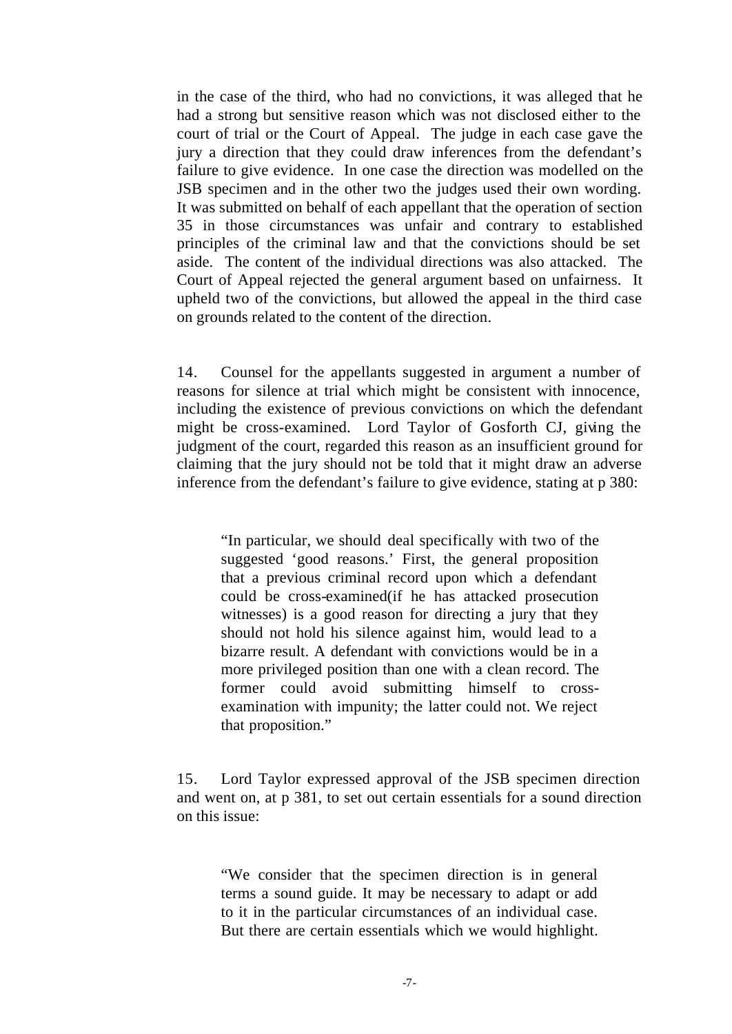in the case of the third, who had no convictions, it was alleged that he had a strong but sensitive reason which was not disclosed either to the court of trial or the Court of Appeal. The judge in each case gave the jury a direction that they could draw inferences from the defendant's failure to give evidence. In one case the direction was modelled on the JSB specimen and in the other two the judges used their own wording. It was submitted on behalf of each appellant that the operation of section 35 in those circumstances was unfair and contrary to established principles of the criminal law and that the convictions should be set aside. The content of the individual directions was also attacked. The Court of Appeal rejected the general argument based on unfairness. It upheld two of the convictions, but allowed the appeal in the third case on grounds related to the content of the direction.

14. Counsel for the appellants suggested in argument a number of reasons for silence at trial which might be consistent with innocence, including the existence of previous convictions on which the defendant might be cross-examined. Lord Taylor of Gosforth CJ, giving the judgment of the court, regarded this reason as an insufficient ground for claiming that the jury should not be told that it might draw an adverse inference from the defendant's failure to give evidence, stating at p 380:

> "In particular, we should deal specifically with two of the suggested 'good reasons.' First, the general proposition that a previous criminal record upon which a defendant could be cross-examined(if he has attacked prosecution witnesses) is a good reason for directing a jury that they should not hold his silence against him, would lead to a bizarre result. A defendant with convictions would be in a more privileged position than one with a clean record. The former could avoid submitting himself to cross-examination with impunity; the latter could not. We reject that proposition."

15. Lord Taylor expressed approval of the JSB specimen direction and went on, at p 381, to set out certain essentials for a sound direction on this issue:

> "We consider that the specimen direction is in general terms a sound guide. It may be necessary to adapt or add to it in the particular circumstances of an individual case. But there are certain essentials which we would highlight.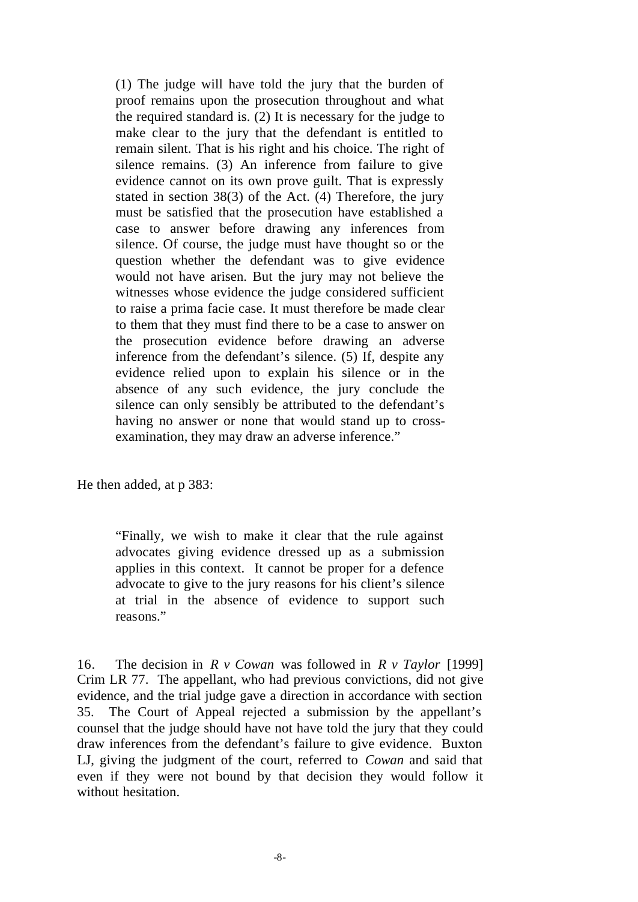> (1) The judge will have told the jury that the burden of proof remains upon the prosecution throughout and what the required standard is. (2) It is necessary for the judge to make clear to the jury that the defendant is entitled to remain silent. That is his right and his choice. The right of silence remains. (3) An inference from failure to give evidence cannot on its own prove guilt. That is expressly stated in section 38(3) of the Act. (4) Therefore, the jury must be satisfied that the prosecution have established a case to answer before drawing any inferences from silence. Of course, the judge must have thought so or the question whether the defendant was to give evidence would not have arisen. But the jury may not believe the witnesses whose evidence the judge considered sufficient to raise a prima facie case. It must therefore be made clear to them that they must find there to be a case to answer on the prosecution evidence before drawing an adverse inference from the defendant's silence. (5) If, despite any evidence relied upon to explain his silence or in the absence of any such evidence, the jury conclude the silence can only sensibly be attributed to the defendant's having no answer or none that would stand up to cross-examination, they may draw an adverse inference."

He then added, at p 383:

> "Finally, we wish to make it clear that the rule against advocates giving evidence dressed up as a submission applies in this context. It cannot be proper for a defence advocate to give to the jury reasons for his client's silence at trial in the absence of evidence to support such reasons."

16. The decision in *R v Cowan* was followed in *R v Taylor* [1999] Crim LR 77. The appellant, who had previous convictions, did not give evidence, and the trial judge gave a direction in accordance with section 35. The Court of Appeal rejected a submission by the appellant's counsel that the judge should have not have told the jury that they could draw inferences from the defendant's failure to give evidence. Buxton LJ, giving the judgment of the court, referred to *Cowan* and said that even if they were not bound by that decision they would follow it without hesitation.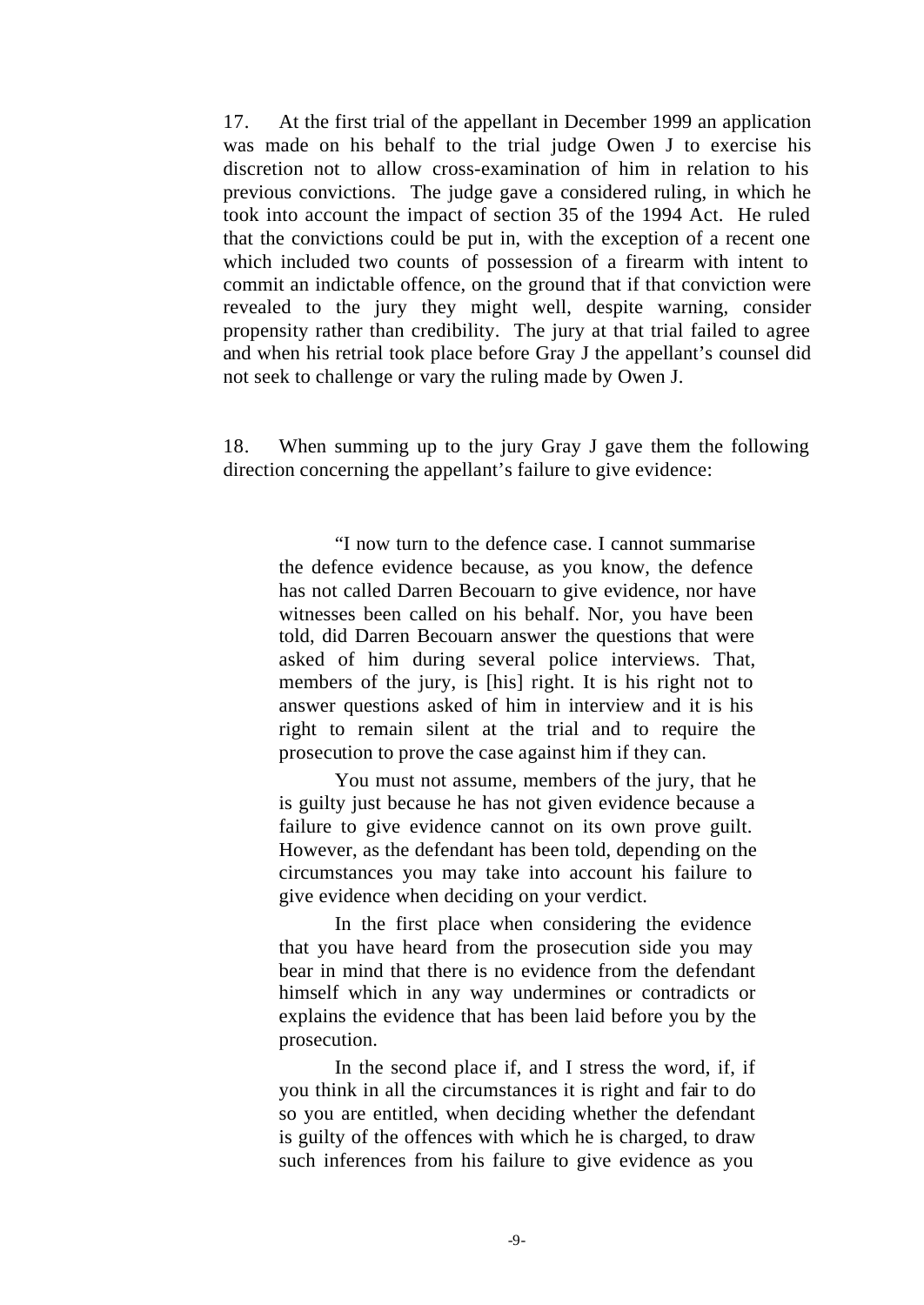17. At the first trial of the appellant in December 1999 an application was made on his behalf to the trial judge Owen J to exercise his discretion not to allow cross-examination of him in relation to his previous convictions. The judge gave a considered ruling, in which he took into account the impact of section 35 of the 1994 Act. He ruled that the convictions could be put in, with the exception of a recent one which included two counts of possession of a firearm with intent to commit an indictable offence, on the ground that if that conviction were revealed to the jury they might well, despite warning, consider propensity rather than credibility. The jury at that trial failed to agree and when his retrial took place before Gray J the appellant's counsel did not seek to challenge or vary the ruling made by Owen J.

18. When summing up to the jury Gray J gave them the following direction concerning the appellant's failure to give evidence:

> "I now turn to the defence case. I cannot summarise the defence evidence because, as you know, the defence has not called Darren Becouarn to give evidence, nor have witnesses been called on his behalf. Nor, you have been told, did Darren Becouarn answer the questions that were asked of him during several police interviews. That, members of the jury, is [his] right. It is his right not to answer questions asked of him in interview and it is his right to remain silent at the trial and to require the prosecution to prove the case against him if they can.
>
> You must not assume, members of the jury, that he is guilty just because he has not given evidence because a failure to give evidence cannot on its own prove guilt. However, as the defendant has been told, depending on the circumstances you may take into account his failure to give evidence when deciding on your verdict.
>
> In the first place when considering the evidence that you have heard from the prosecution side you may bear in mind that there is no evidence from the defendant himself which in any way undermines or contradicts or explains the evidence that has been laid before you by the prosecution.
>
> In the second place if, and I stress the word, if, if you think in all the circumstances it is right and fair to do so you are entitled, when deciding whether the defendant is guilty of the offences with which he is charged, to draw such inferences from his failure to give evidence as you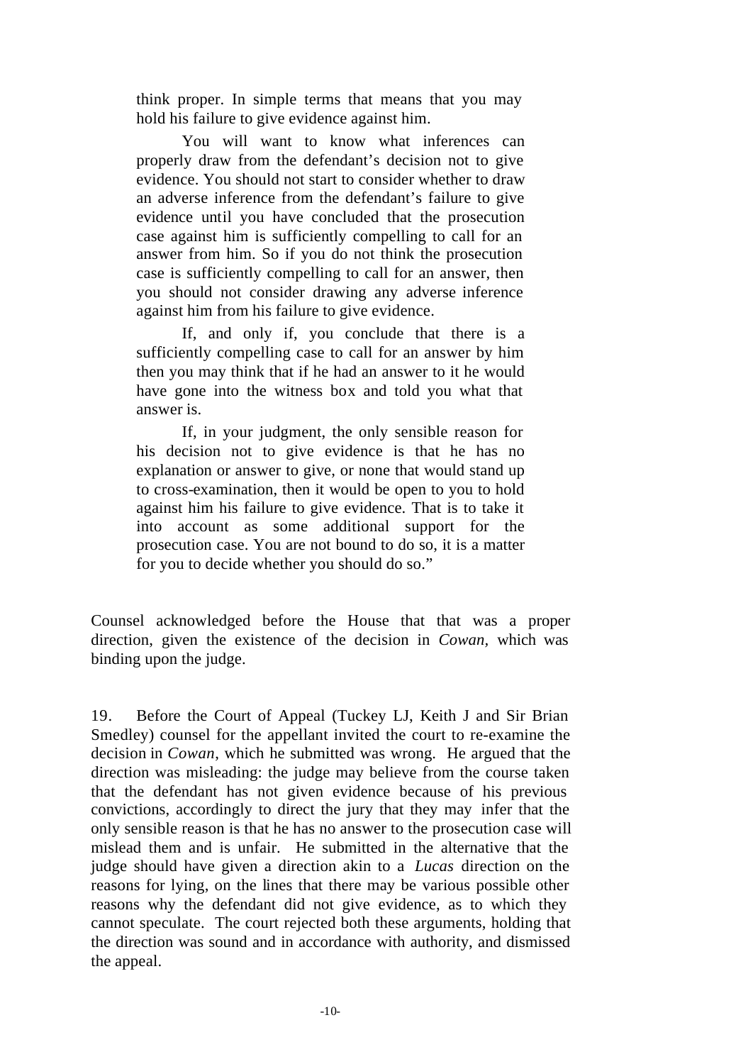> think proper. In simple terms that means that you may hold his failure to give evidence against him.
>
> You will want to know what inferences can properly draw from the defendant's decision not to give evidence. You should not start to consider whether to draw an adverse inference from the defendant's failure to give evidence until you have concluded that the prosecution case against him is sufficiently compelling to call for an answer from him. So if you do not think the prosecution case is sufficiently compelling to call for an answer, then you should not consider drawing any adverse inference against him from his failure to give evidence.
>
> If, and only if, you conclude that there is a sufficiently compelling case to call for an answer by him then you may think that if he had an answer to it he would have gone into the witness box and told you what that answer is.
>
> If, in your judgment, the only sensible reason for his decision not to give evidence is that he has no explanation or answer to give, or none that would stand up to cross-examination, then it would be open to you to hold against him his failure to give evidence. That is to take it into account as some additional support for the prosecution case. You are not bound to do so, it is a matter for you to decide whether you should do so."

Counsel acknowledged before the House that that was a proper direction, given the existence of the decision in *Cowan*, which was binding upon the judge.

19. Before the Court of Appeal (Tuckey LJ, Keith J and Sir Brian Smedley) counsel for the appellant invited the court to re-examine the decision in *Cowan*, which he submitted was wrong. He argued that the direction was misleading: the judge may believe from the course taken that the defendant has not given evidence because of his previous convictions, accordingly to direct the jury that they may infer that the only sensible reason is that he has no answer to the prosecution case will mislead them and is unfair. He submitted in the alternative that the judge should have given a direction akin to a *Lucas* direction on the reasons for lying, on the lines that there may be various possible other reasons why the defendant did not give evidence, as to which they cannot speculate. The court rejected both these arguments, holding that the direction was sound and in accordance with authority, and dismissed the appeal.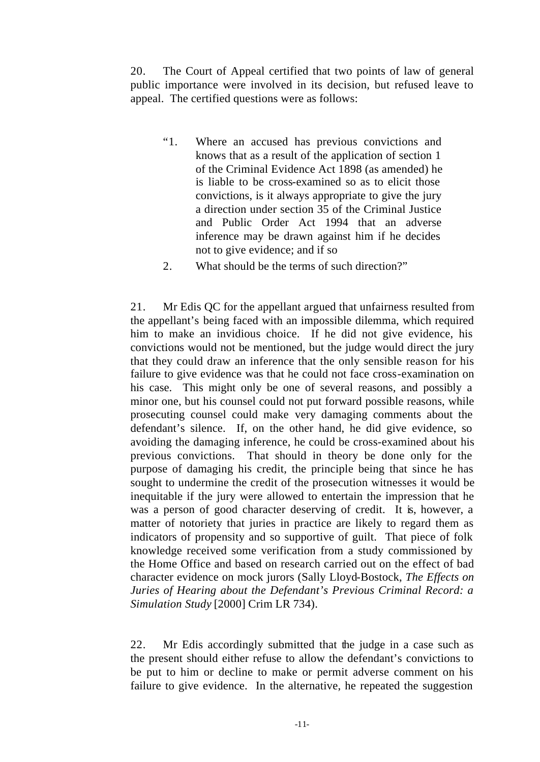20. The Court of Appeal certified that two points of law of general public importance were involved in its decision, but refused leave to appeal. The certified questions were as follows:

> "1. Where an accused has previous convictions and knows that as a result of the application of section 1 of the Criminal Evidence Act 1898 (as amended) he is liable to be cross-examined so as to elicit those convictions, is it always appropriate to give the jury a direction under section 35 of the Criminal Justice and Public Order Act 1994 that an adverse inference may be drawn against him if he decides not to give evidence; and if so
>
> 2. What should be the terms of such direction?"

21. Mr Edis QC for the appellant argued that unfairness resulted from the appellant's being faced with an impossible dilemma, which required him to make an invidious choice. If he did not give evidence, his convictions would not be mentioned, but the judge would direct the jury that they could draw an inference that the only sensible reason for his failure to give evidence was that he could not face cross-examination on his case. This might only be one of several reasons, and possibly a minor one, but his counsel could not put forward possible reasons, while prosecuting counsel could make very damaging comments about the defendant's silence. If, on the other hand, he did give evidence, so avoiding the damaging inference, he could be cross-examined about his previous convictions. That should in theory be done only for the purpose of damaging his credit, the principle being that since he has sought to undermine the credit of the prosecution witnesses it would be inequitable if the jury were allowed to entertain the impression that he was a person of good character deserving of credit. It is, however, a matter of notoriety that juries in practice are likely to regard them as indicators of propensity and so supportive of guilt. That piece of folk knowledge received some verification from a study commissioned by the Home Office and based on research carried out on the effect of bad character evidence on mock jurors (Sally Lloyd-Bostock, *The Effects on Juries of Hearing about the Defendant's Previous Criminal Record: a Simulation Study* [2000] Crim LR 734).

22. Mr Edis accordingly submitted that the judge in a case such as the present should either refuse to allow the defendant's convictions to be put to him or decline to make or permit adverse comment on his failure to give evidence. In the alternative, he repeated the suggestion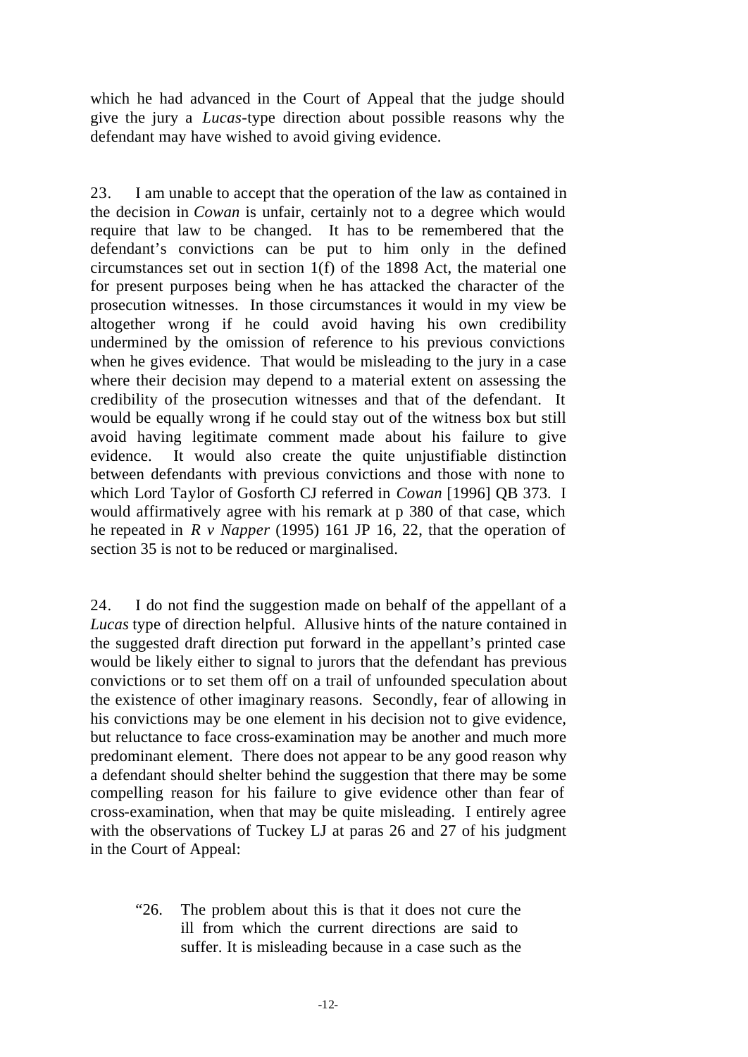which he had advanced in the Court of Appeal that the judge should give the jury a *Lucas*-type direction about possible reasons why the defendant may have wished to avoid giving evidence.

23. I am unable to accept that the operation of the law as contained in the decision in *Cowan* is unfair, certainly not to a degree which would require that law to be changed. It has to be remembered that the defendant's convictions can be put to him only in the defined circumstances set out in section 1(f) of the 1898 Act, the material one for present purposes being when he has attacked the character of the prosecution witnesses. In those circumstances it would in my view be altogether wrong if he could avoid having his own credibility undermined by the omission of reference to his previous convictions when he gives evidence. That would be misleading to the jury in a case where their decision may depend to a material extent on assessing the credibility of the prosecution witnesses and that of the defendant. It would be equally wrong if he could stay out of the witness box but still avoid having legitimate comment made about his failure to give evidence. It would also create the quite unjustifiable distinction between defendants with previous convictions and those with none to which Lord Taylor of Gosforth CJ referred in *Cowan* [1996] QB 373. I would affirmatively agree with his remark at p 380 of that case, which he repeated in *R v Napper* (1995) 161 JP 16, 22, that the operation of section 35 is not to be reduced or marginalised.

24. I do not find the suggestion made on behalf of the appellant of a *Lucas* type of direction helpful. Allusive hints of the nature contained in the suggested draft direction put forward in the appellant's printed case would be likely either to signal to jurors that the defendant has previous convictions or to set them off on a trail of unfounded speculation about the existence of other imaginary reasons. Secondly, fear of allowing in his convictions may be one element in his decision not to give evidence, but reluctance to face cross-examination may be another and much more predominant element. There does not appear to be any good reason why a defendant should shelter behind the suggestion that there may be some compelling reason for his failure to give evidence other than fear of cross-examination, when that may be quite misleading. I entirely agree with the observations of Tuckey LJ at paras 26 and 27 of his judgment in the Court of Appeal:

> "26. The problem about this is that it does not cure the ill from which the current directions are said to suffer. It is misleading because in a case such as the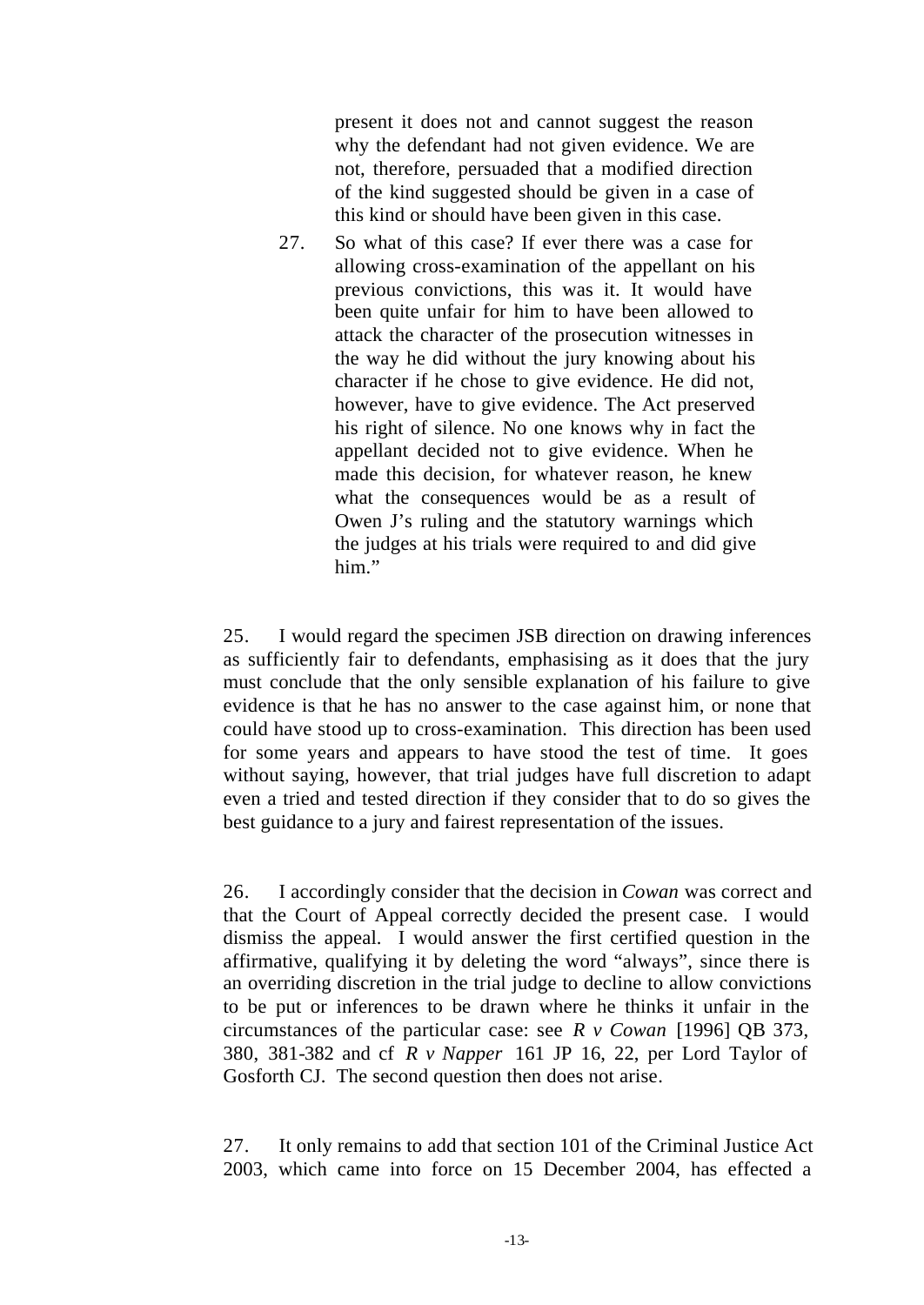> present it does not and cannot suggest the reason why the defendant had not given evidence. We are not, therefore, persuaded that a modified direction of the kind suggested should be given in a case of this kind or should have been given in this case.
>
> 27. So what of this case? If ever there was a case for allowing cross-examination of the appellant on his previous convictions, this was it. It would have been quite unfair for him to have been allowed to attack the character of the prosecution witnesses in the way he did without the jury knowing about his character if he chose to give evidence. He did not, however, have to give evidence. The Act preserved his right of silence. No one knows why in fact the appellant decided not to give evidence. When he made this decision, for whatever reason, he knew what the consequences would be as a result of Owen J's ruling and the statutory warnings which the judges at his trials were required to and did give him."

25. I would regard the specimen JSB direction on drawing inferences as sufficiently fair to defendants, emphasising as it does that the jury must conclude that the only sensible explanation of his failure to give evidence is that he has no answer to the case against him, or none that could have stood up to cross-examination. This direction has been used for some years and appears to have stood the test of time. It goes without saying, however, that trial judges have full discretion to adapt even a tried and tested direction if they consider that to do so gives the best guidance to a jury and fairest representation of the issues.

26. I accordingly consider that the decision in *Cowan* was correct and that the Court of Appeal correctly decided the present case. I would dismiss the appeal. I would answer the first certified question in the affirmative, qualifying it by deleting the word "always", since there is an overriding discretion in the trial judge to decline to allow convictions to be put or inferences to be drawn where he thinks it unfair in the circumstances of the particular case: see *R v Cowan* [1996] QB 373, 380, 381-382 and cf *R v Napper* 161 JP 16, 22, per Lord Taylor of Gosforth CJ. The second question then does not arise.

27. It only remains to add that section 101 of the Criminal Justice Act 2003, which came into force on 15 December 2004, has effected a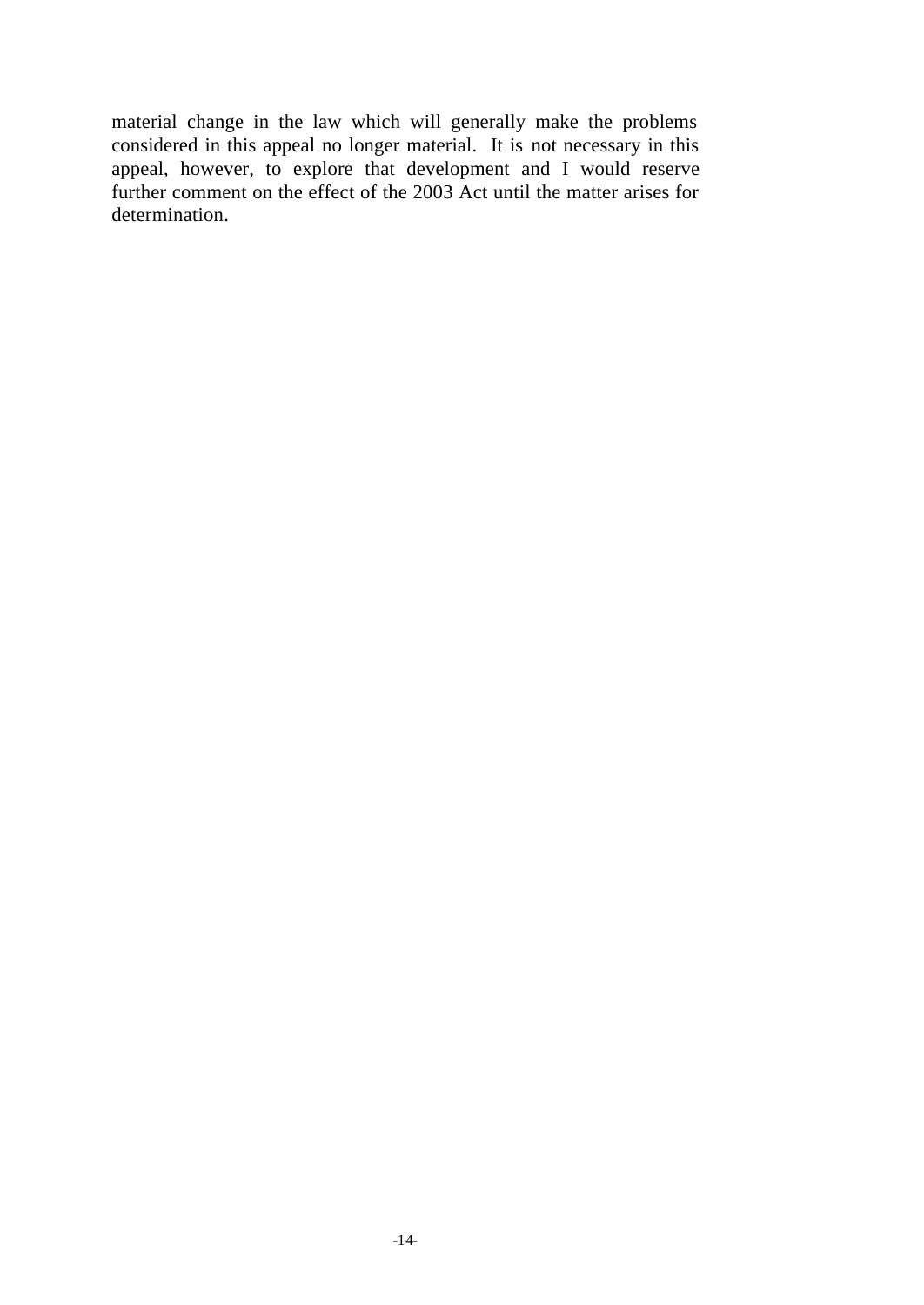material change in the law which will generally make the problems considered in this appeal no longer material. It is not necessary in this appeal, however, to explore that development and I would reserve further comment on the effect of the 2003 Act until the matter arises for determination.